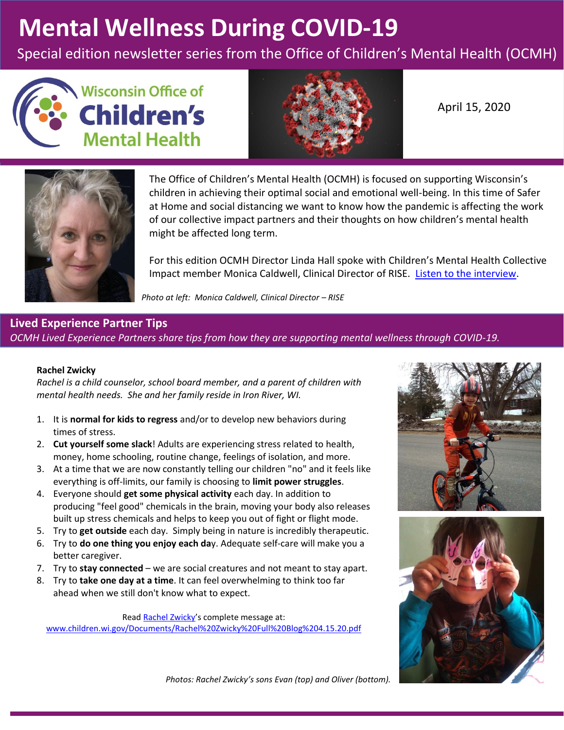# Mental Wellness During COVID-19

Special edition newsletter series from the Office of Children's Mental Health (OCMH)

Wisconsin Office of Children's Mental Health

April 15, 2020

The Office of Children's Mental Health (OCMH) is focused on supporting Wisconsin's children in achieving their optimal social and emotional well-being. In this time of Safer at Home and social distancing we want to know how the pandemic is affecting the work of our collective impact partners and their thoughts on how children's mental health might be affected long term.

For this edition OCMH Director Linda Hall spoke with Children's Mental Health Collective Impact member Monica Caldwell, Clinical Director of RISE. [Listen to the interview](#).

*Photo at left: Monica Caldwell, Clinical Director – RISE*

## Lived Experience Partner Tips

*OCMH Lived Experience Partners share tips from how they are supporting mental wellness through COVID-19.*

**Rachel Zwicky**

*Rachel is a child counselor, school board member, and a parent of children with mental health needs. She and her family reside in Iron River, WI.*

1. It is **normal for kids to regress** and/or to develop new behaviors during times of stress.
2. **Cut yourself some slack**! Adults are experiencing stress related to health, money, home schooling, routine change, feelings of isolation, and more.
3. At a time that we are now constantly telling our children "no" and it feels like everything is off-limits, our family is choosing to **limit power struggles**.
4. Everyone should **get some physical activity** each day. In addition to producing "feel good" chemicals in the brain, moving your body also releases built up stress chemicals and helps to keep you out of fight or flight mode.
5. Try to **get outside** each day. Simply being in nature is incredibly therapeutic.
6. Try to **do one thing you enjoy each da**y. Adequate self-care will make you a better caregiver.
7. Try to **stay connected** – we are social creatures and not meant to stay apart.
8. Try to **take one day at a time**. It can feel overwhelming to think too far ahead when we still don't know what to expect.

Read Rachel Zwicky's complete message at:
www.children.wi.gov/Documents/Rachel%20Zwicky%20Full%20Blog%204.15.20.pdf

*Photos: Rachel Zwicky's sons Evan (top) and Oliver (bottom).*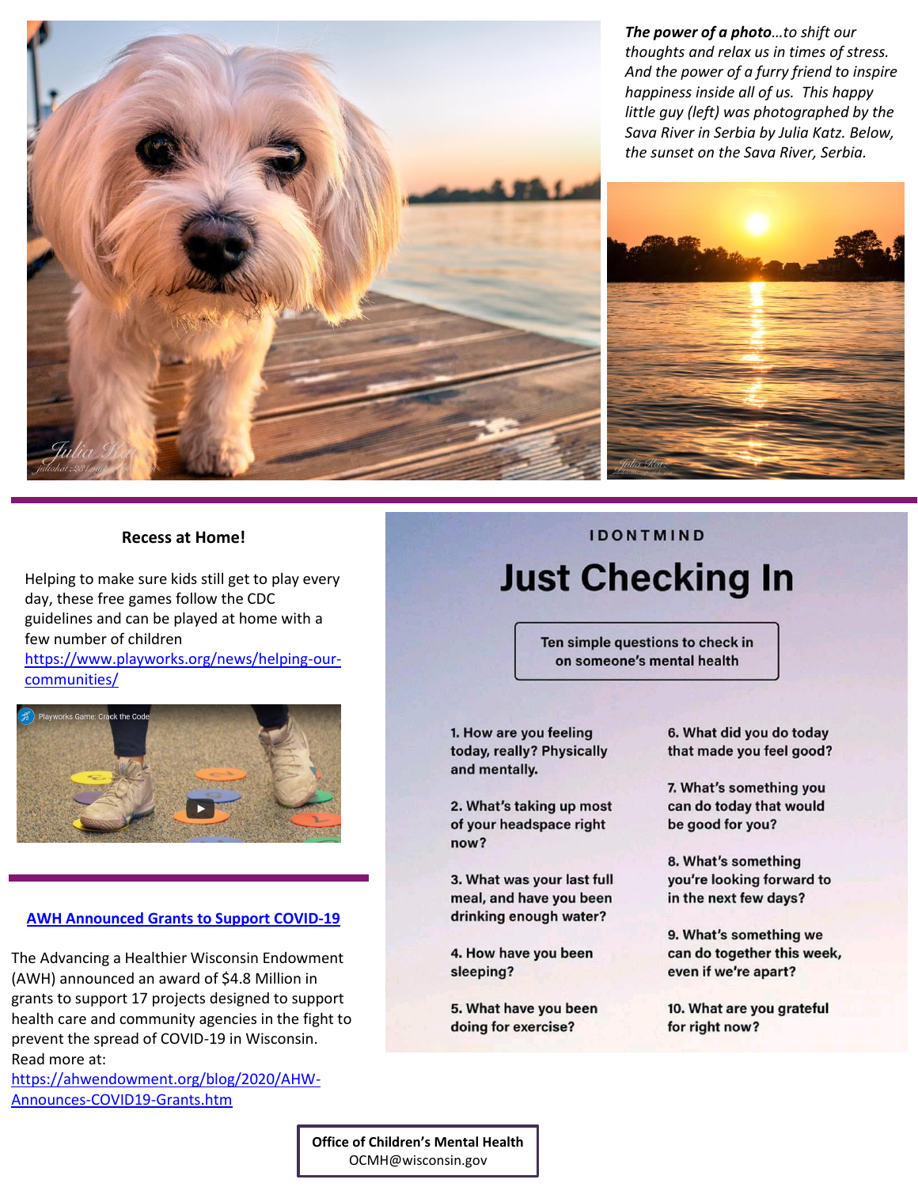***The power of a photo****…to shift our thoughts and relax us in times of stress. And the power of a furry friend to inspire happiness inside all of us. This happy little guy (left) was photographed by the Sava River in Serbia by Julia Katz. Below, the sunset on the Sava River, Serbia.*

**Recess at Home!**

Helping to make sure kids still get to play every day, these free games follow the CDC guidelines and can be played at home with a few number of children
https://www.playworks.org/news/helping-our-communities/

Playworks Game: Crack the Code

IDONTMIND

# Just Checking In

Ten simple questions to check in on someone's mental health

1. How are you feeling today, really? Physically and mentally.
2. What's taking up most of your headspace right now?
3. What was your last full meal, and have you been drinking enough water?
4. How have you been sleeping?
5. What have you been doing for exercise?
6. What did you do today that made you feel good?
7. What's something you can do today that would be good for you?
8. What's something you're looking forward to in the next few days?
9. What's something we can do together this week, even if we're apart?
10. What are you grateful for right now?

**AWH Announced Grants to Support COVID-19**

The Advancing a Healthier Wisconsin Endowment (AWH) announced an award of $4.8 Million in grants to support 17 projects designed to support health care and community agencies in the fight to prevent the spread of COVID-19 in Wisconsin. Read more at:
https://ahwendowment.org/blog/2020/AHW-Announces-COVID19-Grants.htm

**Office of Children's Mental Health**
OCMH@wisconsin.gov